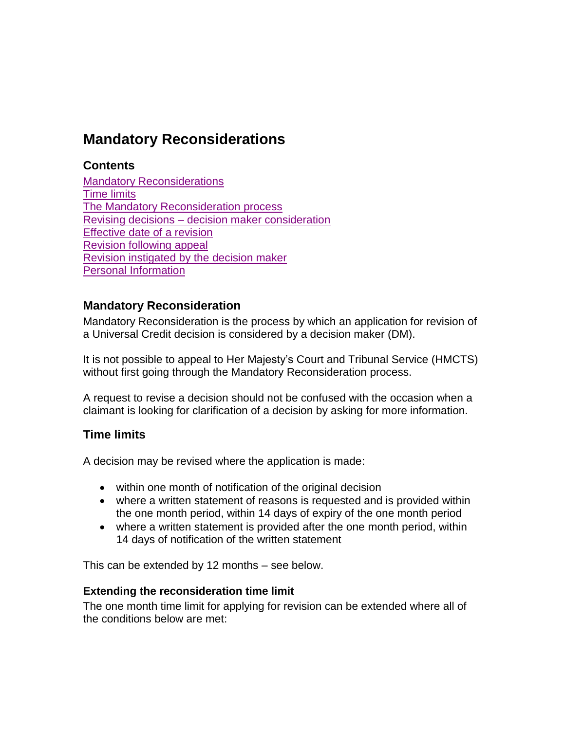# Mandatory Reconsiderations

## Contents

Mandatory Reconsiderations
Time limits
The Mandatory Reconsideration process
Revising decisions – decision maker consideration
Effective date of a revision
Revision following appeal
Revision instigated by the decision maker
Personal Information

## Mandatory Reconsideration

Mandatory Reconsideration is the process by which an application for revision of a Universal Credit decision is considered by a decision maker (DM).

It is not possible to appeal to Her Majesty's Court and Tribunal Service (HMCTS) without first going through the Mandatory Reconsideration process.

A request to revise a decision should not be confused with the occasion when a claimant is looking for clarification of a decision by asking for more information.

## Time limits

A decision may be revised where the application is made:

- within one month of notification of the original decision
- where a written statement of reasons is requested and is provided within the one month period, within 14 days of expiry of the one month period
- where a written statement is provided after the one month period, within 14 days of notification of the written statement

This can be extended by 12 months – see below.

### Extending the reconsideration time limit

The one month time limit for applying for revision can be extended where all of the conditions below are met: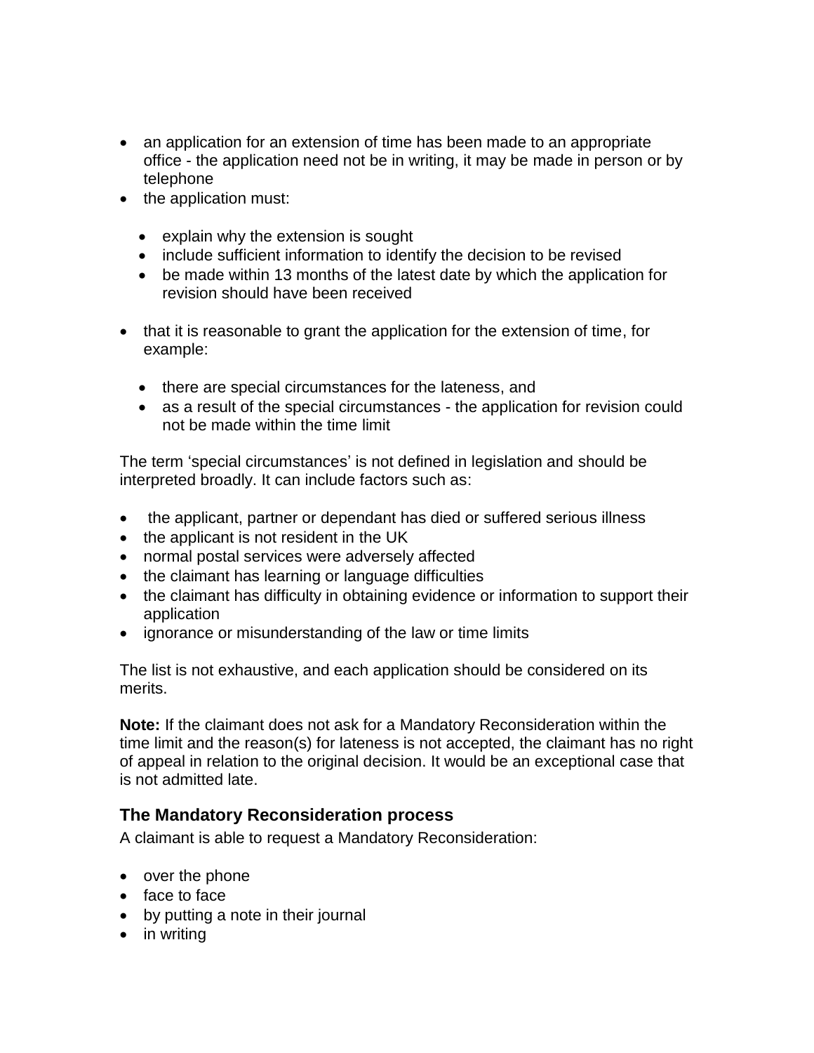- an application for an extension of time has been made to an appropriate office - the application need not be in writing, it may be made in person or by telephone
- the application must:
  - explain why the extension is sought
  - include sufficient information to identify the decision to be revised
  - be made within 13 months of the latest date by which the application for revision should have been received
- that it is reasonable to grant the application for the extension of time, for example:
  - there are special circumstances for the lateness, and
  - as a result of the special circumstances - the application for revision could not be made within the time limit

The term 'special circumstances' is not defined in legislation and should be interpreted broadly. It can include factors such as:

- the applicant, partner or dependant has died or suffered serious illness
- the applicant is not resident in the UK
- normal postal services were adversely affected
- the claimant has learning or language difficulties
- the claimant has difficulty in obtaining evidence or information to support their application
- ignorance or misunderstanding of the law or time limits

The list is not exhaustive, and each application should be considered on its merits.

**Note:** If the claimant does not ask for a Mandatory Reconsideration within the time limit and the reason(s) for lateness is not accepted, the claimant has no right of appeal in relation to the original decision. It would be an exceptional case that is not admitted late.

### The Mandatory Reconsideration process

A claimant is able to request a Mandatory Reconsideration:

- over the phone
- face to face
- by putting a note in their journal
- in writing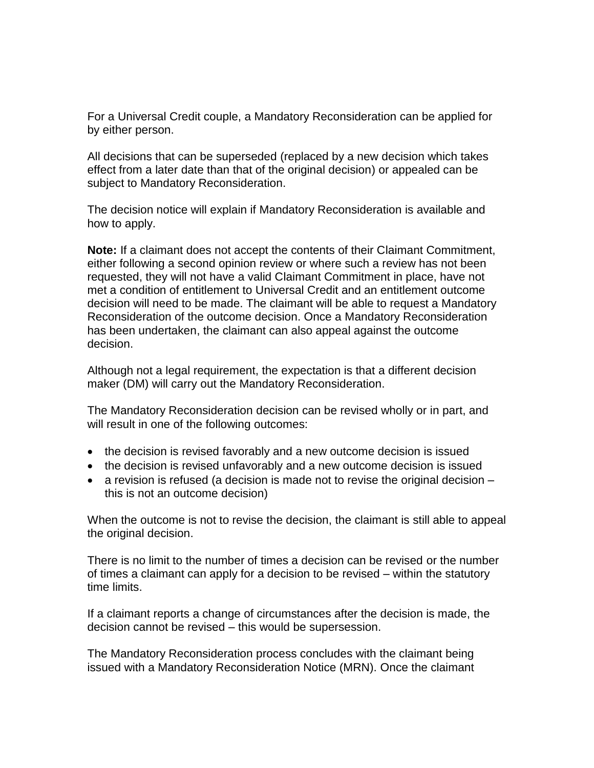For a Universal Credit couple, a Mandatory Reconsideration can be applied for by either person.

All decisions that can be superseded (replaced by a new decision which takes effect from a later date than that of the original decision) or appealed can be subject to Mandatory Reconsideration.

The decision notice will explain if Mandatory Reconsideration is available and how to apply.

**Note:** If a claimant does not accept the contents of their Claimant Commitment, either following a second opinion review or where such a review has not been requested, they will not have a valid Claimant Commitment in place, have not met a condition of entitlement to Universal Credit and an entitlement outcome decision will need to be made. The claimant will be able to request a Mandatory Reconsideration of the outcome decision. Once a Mandatory Reconsideration has been undertaken, the claimant can also appeal against the outcome decision.

Although not a legal requirement, the expectation is that a different decision maker (DM) will carry out the Mandatory Reconsideration.

The Mandatory Reconsideration decision can be revised wholly or in part, and will result in one of the following outcomes:

- the decision is revised favorably and a new outcome decision is issued
- the decision is revised unfavorably and a new outcome decision is issued
- a revision is refused (a decision is made not to revise the original decision – this is not an outcome decision)

When the outcome is not to revise the decision, the claimant is still able to appeal the original decision.

There is no limit to the number of times a decision can be revised or the number of times a claimant can apply for a decision to be revised – within the statutory time limits.

If a claimant reports a change of circumstances after the decision is made, the decision cannot be revised – this would be supersession.

The Mandatory Reconsideration process concludes with the claimant being issued with a Mandatory Reconsideration Notice (MRN). Once the claimant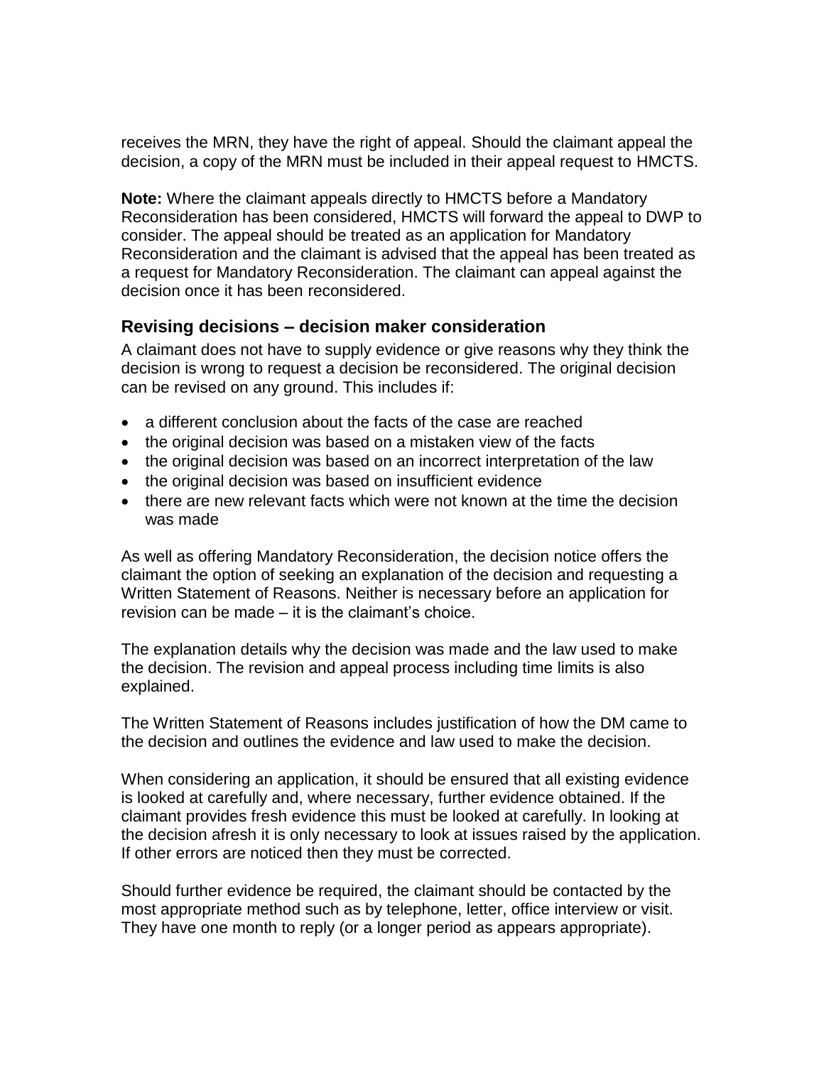receives the MRN, they have the right of appeal. Should the claimant appeal the decision, a copy of the MRN must be included in their appeal request to HMCTS.

**Note:** Where the claimant appeals directly to HMCTS before a Mandatory Reconsideration has been considered, HMCTS will forward the appeal to DWP to consider. The appeal should be treated as an application for Mandatory Reconsideration and the claimant is advised that the appeal has been treated as a request for Mandatory Reconsideration. The claimant can appeal against the decision once it has been reconsidered.

## Revising decisions – decision maker consideration

A claimant does not have to supply evidence or give reasons why they think the decision is wrong to request a decision be reconsidered. The original decision can be revised on any ground. This includes if:

- a different conclusion about the facts of the case are reached
- the original decision was based on a mistaken view of the facts
- the original decision was based on an incorrect interpretation of the law
- the original decision was based on insufficient evidence
- there are new relevant facts which were not known at the time the decision was made

As well as offering Mandatory Reconsideration, the decision notice offers the claimant the option of seeking an explanation of the decision and requesting a Written Statement of Reasons. Neither is necessary before an application for revision can be made – it is the claimant's choice.

The explanation details why the decision was made and the law used to make the decision. The revision and appeal process including time limits is also explained.

The Written Statement of Reasons includes justification of how the DM came to the decision and outlines the evidence and law used to make the decision.

When considering an application, it should be ensured that all existing evidence is looked at carefully and, where necessary, further evidence obtained. If the claimant provides fresh evidence this must be looked at carefully. In looking at the decision afresh it is only necessary to look at issues raised by the application. If other errors are noticed then they must be corrected.

Should further evidence be required, the claimant should be contacted by the most appropriate method such as by telephone, letter, office interview or visit. They have one month to reply (or a longer period as appears appropriate).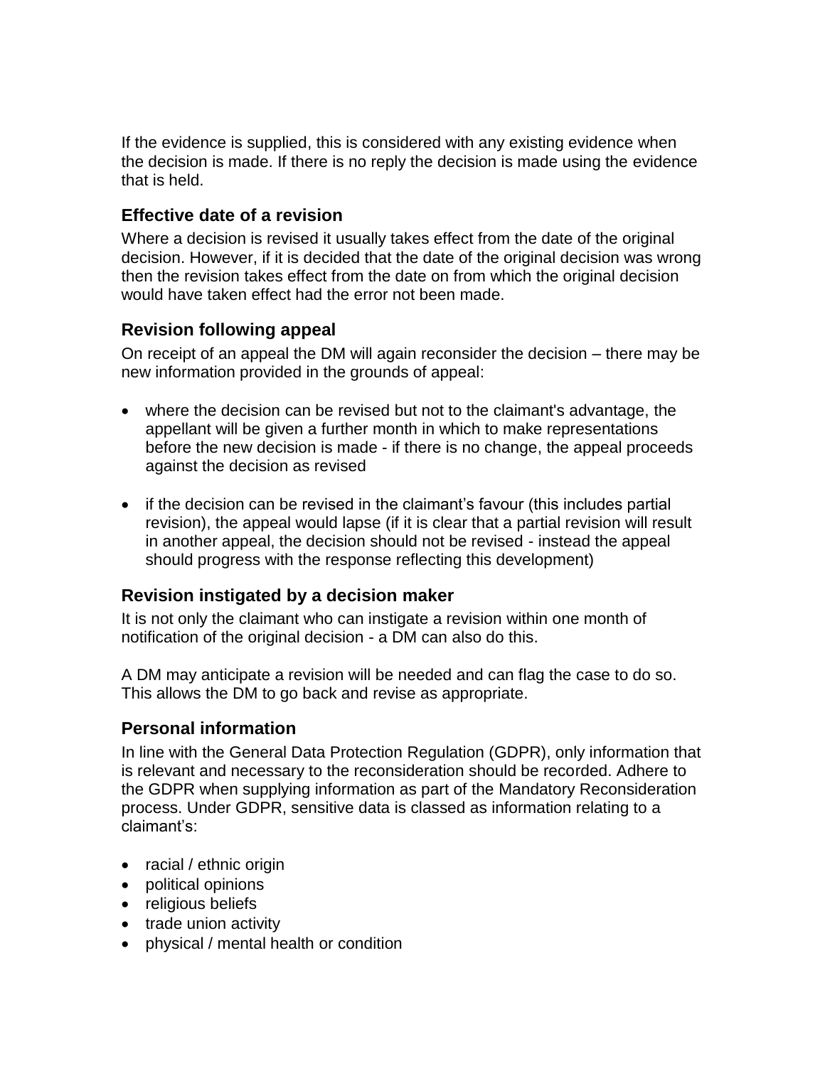If the evidence is supplied, this is considered with any existing evidence when the decision is made. If there is no reply the decision is made using the evidence that is held.

### Effective date of a revision

Where a decision is revised it usually takes effect from the date of the original decision. However, if it is decided that the date of the original decision was wrong then the revision takes effect from the date on from which the original decision would have taken effect had the error not been made.

### Revision following appeal

On receipt of an appeal the DM will again reconsider the decision – there may be new information provided in the grounds of appeal:

- where the decision can be revised but not to the claimant's advantage, the appellant will be given a further month in which to make representations before the new decision is made - if there is no change, the appeal proceeds against the decision as revised

- if the decision can be revised in the claimant's favour (this includes partial revision), the appeal would lapse (if it is clear that a partial revision will result in another appeal, the decision should not be revised - instead the appeal should progress with the response reflecting this development)

### Revision instigated by a decision maker

It is not only the claimant who can instigate a revision within one month of notification of the original decision - a DM can also do this.

A DM may anticipate a revision will be needed and can flag the case to do so. This allows the DM to go back and revise as appropriate.

### Personal information

In line with the General Data Protection Regulation (GDPR), only information that is relevant and necessary to the reconsideration should be recorded. Adhere to the GDPR when supplying information as part of the Mandatory Reconsideration process. Under GDPR, sensitive data is classed as information relating to a claimant's:

- racial / ethnic origin
- political opinions
- religious beliefs
- trade union activity
- physical / mental health or condition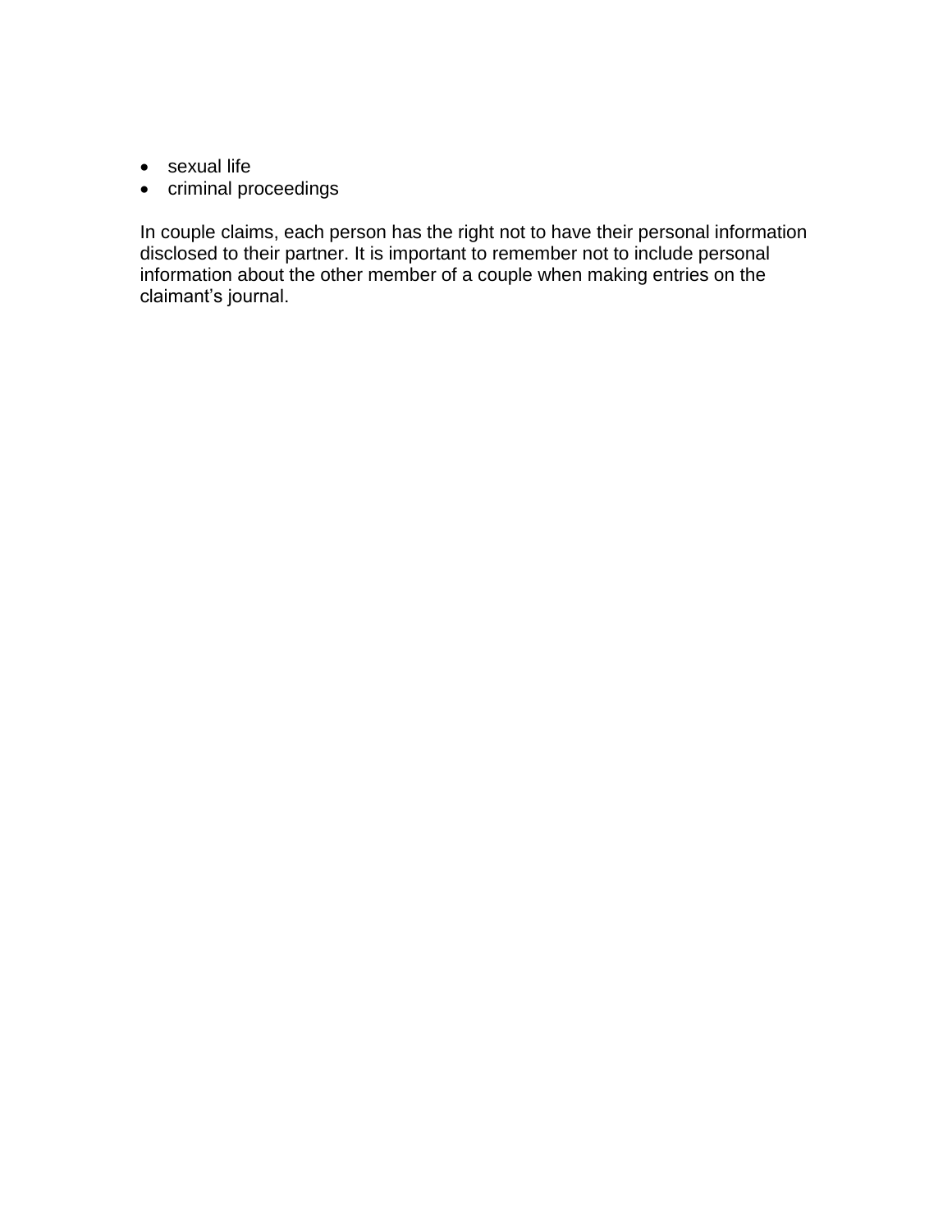- sexual life
- criminal proceedings

In couple claims, each person has the right not to have their personal information disclosed to their partner. It is important to remember not to include personal information about the other member of a couple when making entries on the claimant's journal.